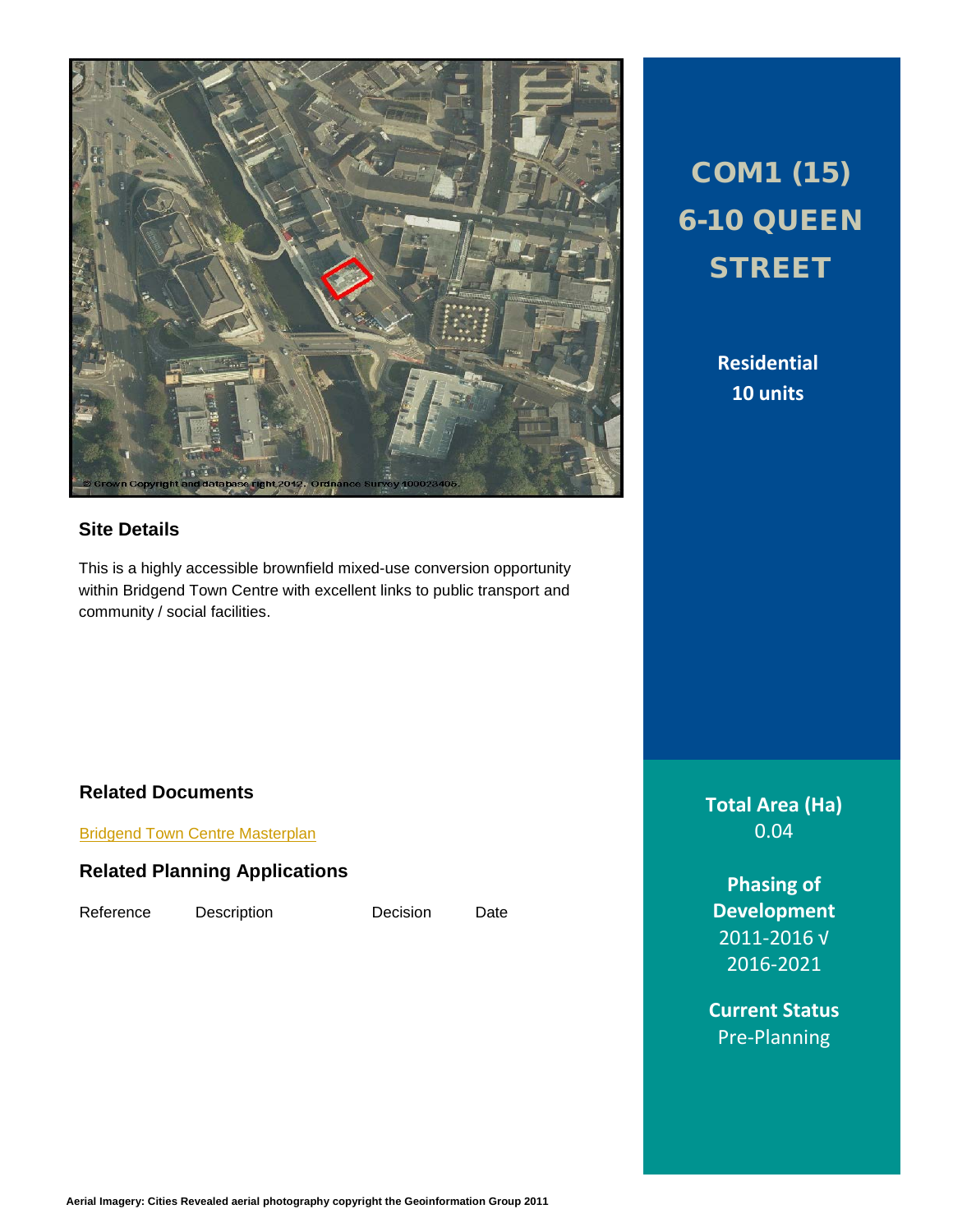# COM1 (15) 6-10 QUEEN STREET

**Residential**
**10 units**

## Site Details

This is a highly accessible brownfield mixed-use conversion opportunity within Bridgend Town Centre with excellent links to public transport and community / social facilities.

## Related Documents

Bridgend Town Centre Masterplan

## Related Planning Applications

| Reference | Description | Decision | Date |
|---|---|---|---|

**Total Area (Ha)**
0.04

**Phasing of Development**
2011-2016 √
2016-2021

**Current Status**
Pre-Planning

**Aerial Imagery: Cities Revealed aerial photography copyright the Geoinformation Group 2011**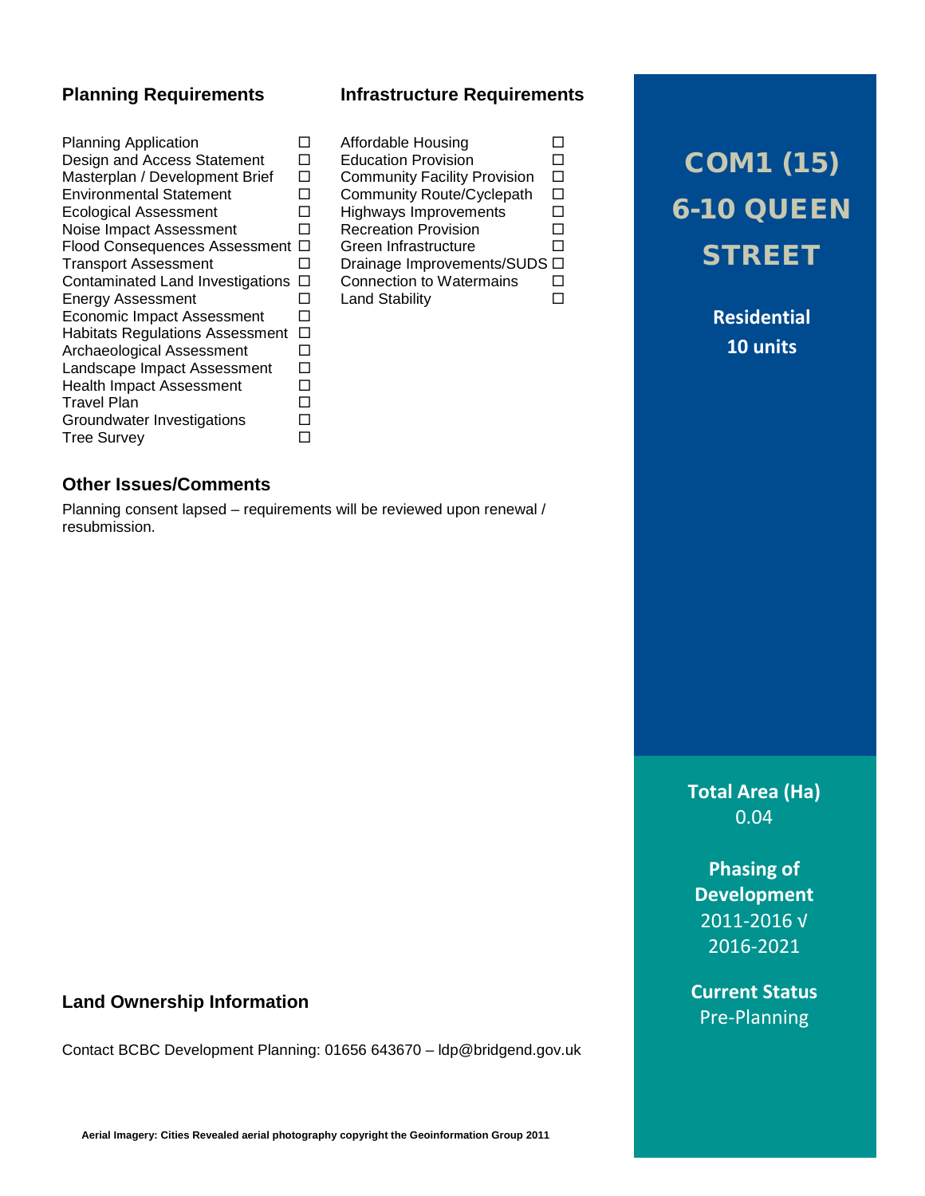## Planning Requirements

- Planning Application ☐
- Design and Access Statement ☐
- Masterplan / Development Brief ☐
- Environmental Statement ☐
- Ecological Assessment ☐
- Noise Impact Assessment ☐
- Flood Consequences Assessment ☐
- Transport Assessment ☐
- Contaminated Land Investigations ☐
- Energy Assessment ☐
- Economic Impact Assessment ☐
- Habitats Regulations Assessment ☐
- Archaeological Assessment ☐
- Landscape Impact Assessment ☐
- Health Impact Assessment ☐
- Travel Plan ☐
- Groundwater Investigations ☐
- Tree Survey ☐

## Infrastructure Requirements

- Affordable Housing ☐
- Education Provision ☐
- Community Facility Provision ☐
- Community Route/Cyclepath ☐
- Highways Improvements ☐
- Recreation Provision ☐
- Green Infrastructure ☐
- Drainage Improvements/SUDS ☐
- Connection to Watermains ☐
- Land Stability ☐

## Other Issues/Comments

Planning consent lapsed – requirements will be reviewed upon renewal / resubmission.

## Land Ownership Information

Contact BCBC Development Planning: 01656 643670 – ldp@bridgend.gov.uk

**Aerial Imagery: Cities Revealed aerial photography copyright the Geoinformation Group 2011**

# COM1 (15) 6-10 QUEEN STREET

**Residential**
**10 units**

**Total Area (Ha)**
0.04

**Phasing of Development**
2011-2016 √
2016-2021

**Current Status**
Pre-Planning